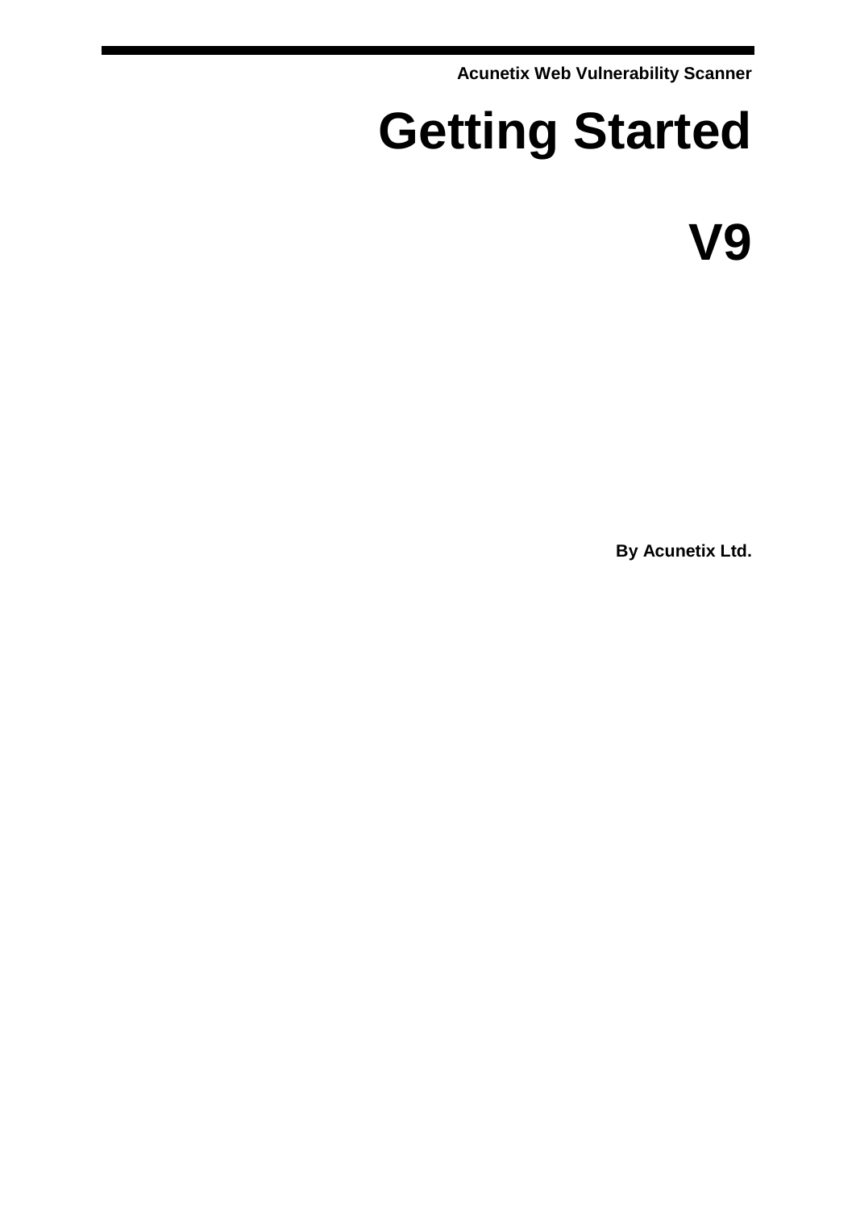Acunetix Web Vulnerability Scanner

# Getting Started

# V9

**By Acunetix Ltd.**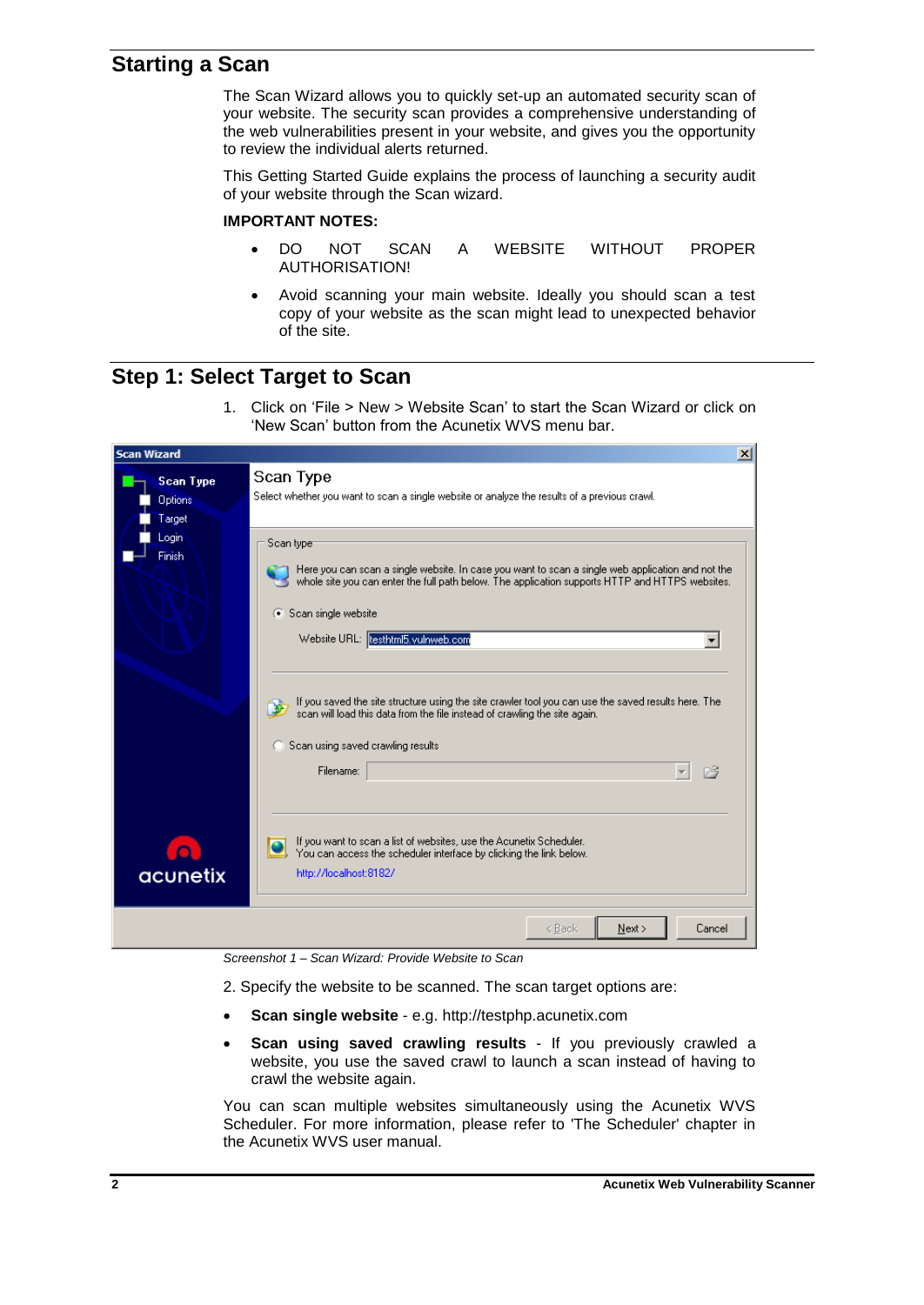## Starting a Scan

The Scan Wizard allows you to quickly set-up an automated security scan of your website. The security scan provides a comprehensive understanding of the web vulnerabilities present in your website, and gives you the opportunity to review the individual alerts returned.

This Getting Started Guide explains the process of launching a security audit of your website through the Scan wizard.

**IMPORTANT NOTES:**

- DO NOT SCAN A WEBSITE WITHOUT PROPER AUTHORISATION!
- Avoid scanning your main website. Ideally you should scan a test copy of your website as the scan might lead to unexpected behavior of the site.

## Step 1: Select Target to Scan

1. Click on 'File > New > Website Scan' to start the Scan Wizard or click on 'New Scan' button from the Acunetix WVS menu bar.

*Screenshot 1 – Scan Wizard: Provide Website to Scan*

2. Specify the website to be scanned. The scan target options are:

- **Scan single website** - e.g. http://testphp.acunetix.com
- **Scan using saved crawling results** - If you previously crawled a website, you use the saved crawl to launch a scan instead of having to crawl the website again.

You can scan multiple websites simultaneously using the Acunetix WVS Scheduler. For more information, please refer to 'The Scheduler' chapter in the Acunetix WVS user manual.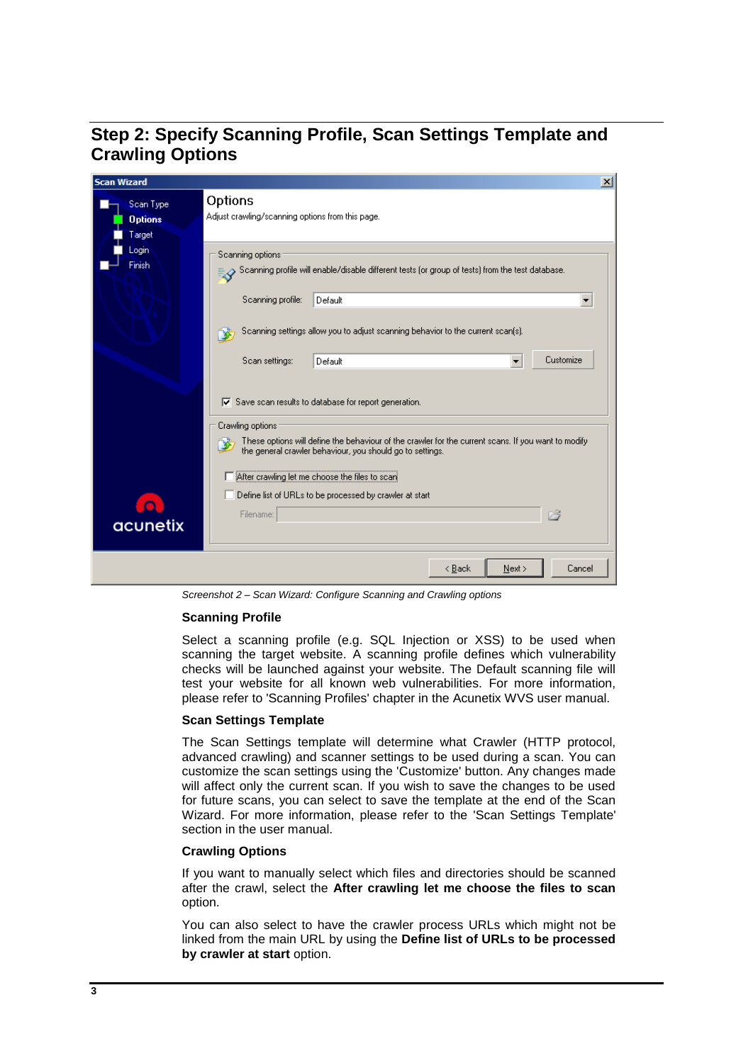## Step 2: Specify Scanning Profile, Scan Settings Template and Crawling Options

*Screenshot 2 – Scan Wizard: Configure Scanning and Crawling options*

### Scanning Profile

Select a scanning profile (e.g. SQL Injection or XSS) to be used when scanning the target website. A scanning profile defines which vulnerability checks will be launched against your website. The Default scanning file will test your website for all known web vulnerabilities. For more information, please refer to 'Scanning Profiles' chapter in the Acunetix WVS user manual.

### Scan Settings Template

The Scan Settings template will determine what Crawler (HTTP protocol, advanced crawling) and scanner settings to be used during a scan. You can customize the scan settings using the 'Customize' button. Any changes made will affect only the current scan. If you wish to save the changes to be used for future scans, you can select to save the template at the end of the Scan Wizard. For more information, please refer to the 'Scan Settings Template' section in the user manual.

### Crawling Options

If you want to manually select which files and directories should be scanned after the crawl, select the **After crawling let me choose the files to scan** option.

You can also select to have the crawler process URLs which might not be linked from the main URL by using the **Define list of URLs to be processed by crawler at start** option.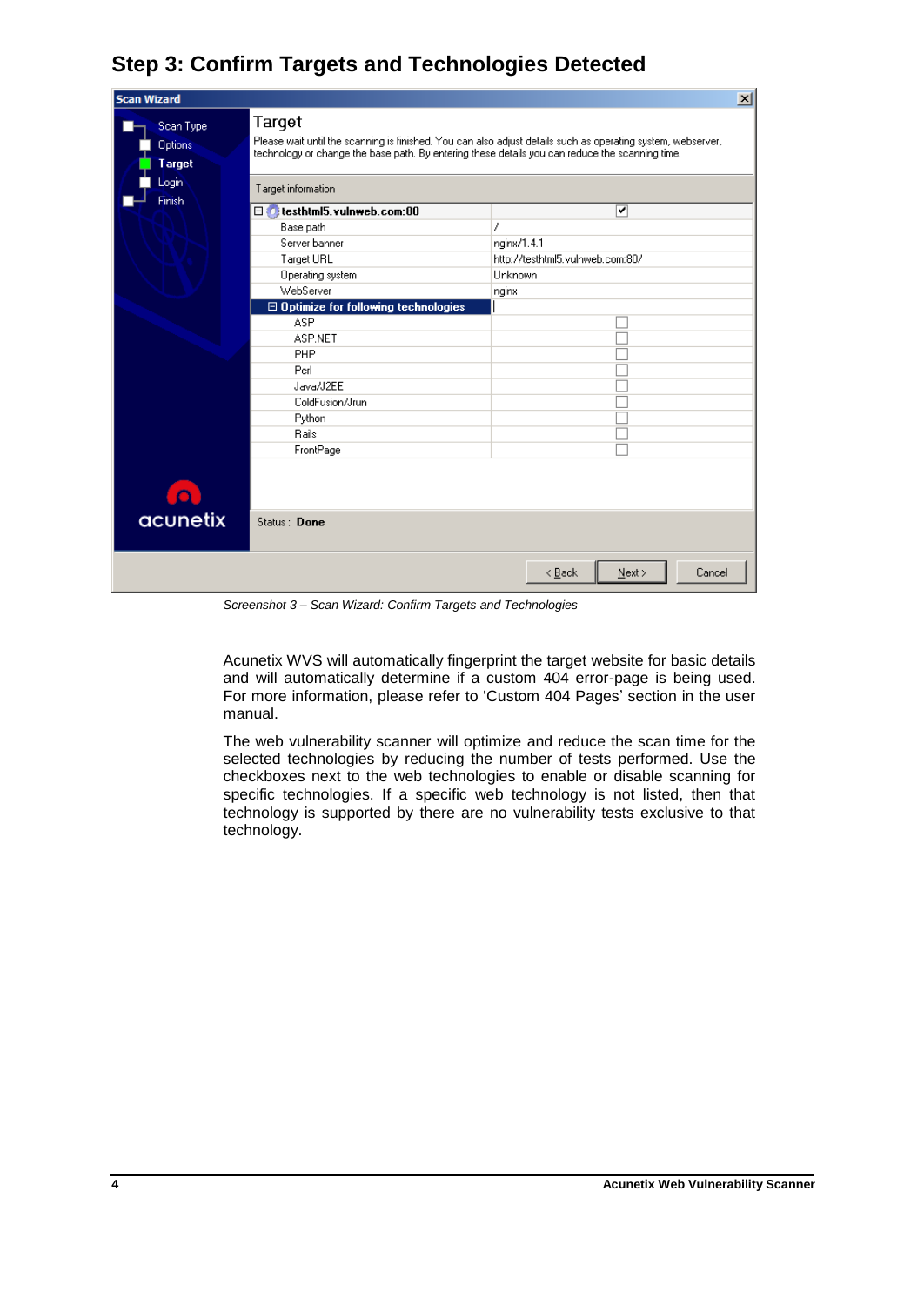## Step 3: Confirm Targets and Technologies Detected

*Screenshot 3 – Scan Wizard: Confirm Targets and Technologies*

Acunetix WVS will automatically fingerprint the target website for basic details and will automatically determine if a custom 404 error-page is being used. For more information, please refer to 'Custom 404 Pages' section in the user manual.

The web vulnerability scanner will optimize and reduce the scan time for the selected technologies by reducing the number of tests performed. Use the checkboxes next to the web technologies to enable or disable scanning for specific technologies. If a specific web technology is not listed, then that technology is supported by there are no vulnerability tests exclusive to that technology.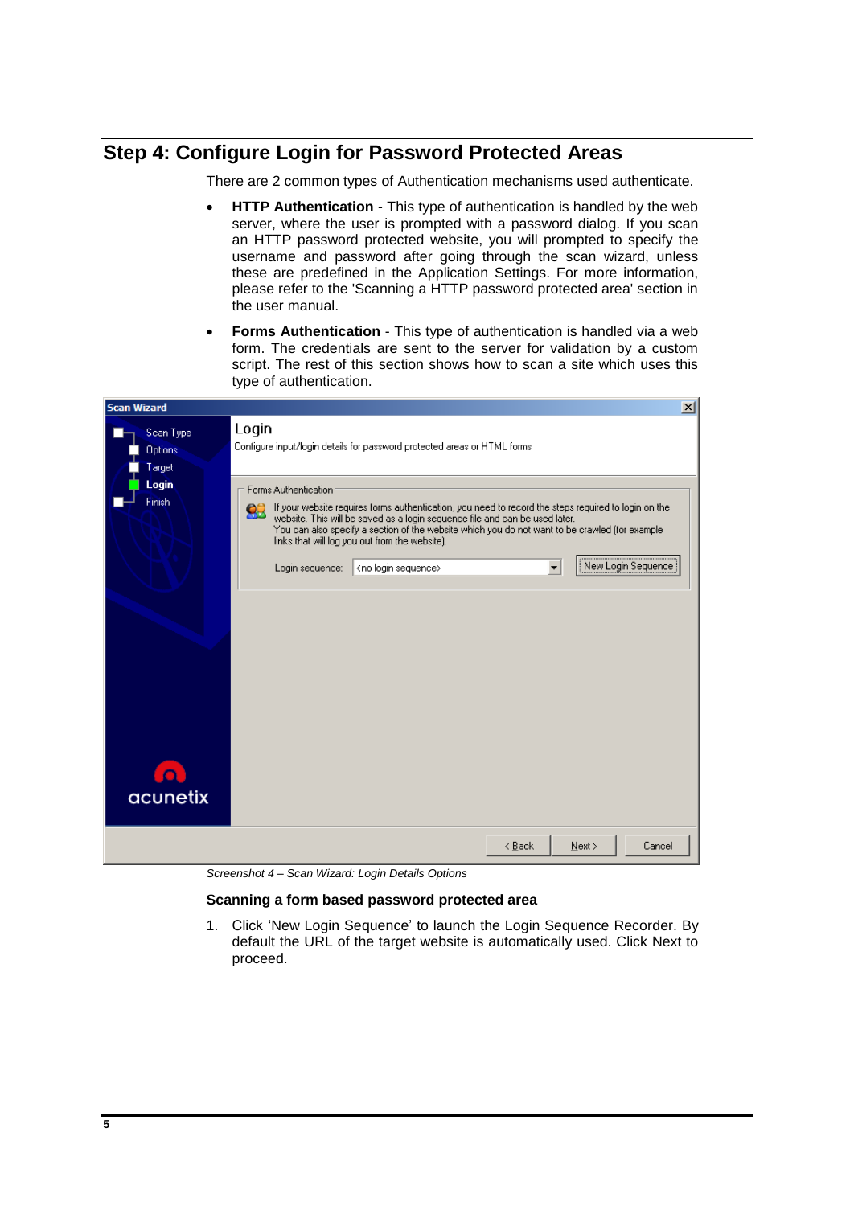## Step 4: Configure Login for Password Protected Areas

There are 2 common types of Authentication mechanisms used authenticate.

- **HTTP Authentication** - This type of authentication is handled by the web server, where the user is prompted with a password dialog. If you scan an HTTP password protected website, you will prompted to specify the username and password after going through the scan wizard, unless these are predefined in the Application Settings. For more information, please refer to the 'Scanning a HTTP password protected area' section in the user manual.
- **Forms Authentication** - This type of authentication is handled via a web form. The credentials are sent to the server for validation by a custom script. The rest of this section shows how to scan a site which uses this type of authentication.

*Screenshot 4 – Scan Wizard: Login Details Options*

**Scanning a form based password protected area**

1. Click 'New Login Sequence' to launch the Login Sequence Recorder. By default the URL of the target website is automatically used. Click Next to proceed.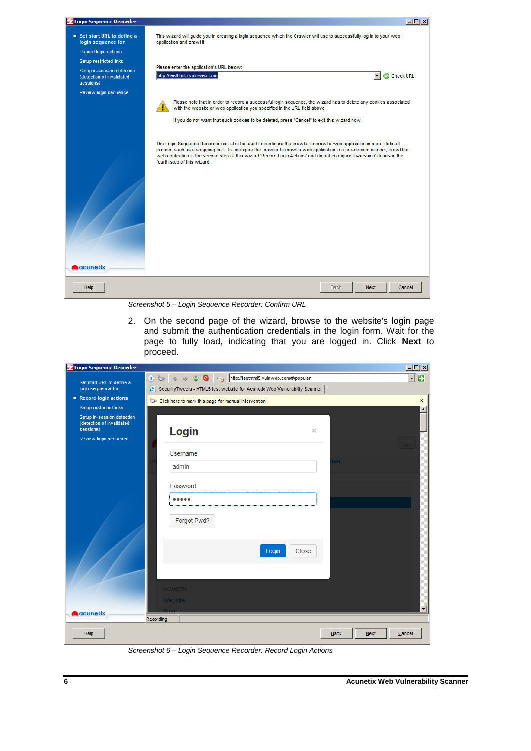*Screenshot 5 – Login Sequence Recorder: Confirm URL*

2. On the second page of the wizard, browse to the website's login page and submit the authentication credentials in the login form. Wait for the page to fully load, indicating that you are logged in. Click **Next** to proceed.

*Screenshot 6 – Login Sequence Recorder: Record Login Actions*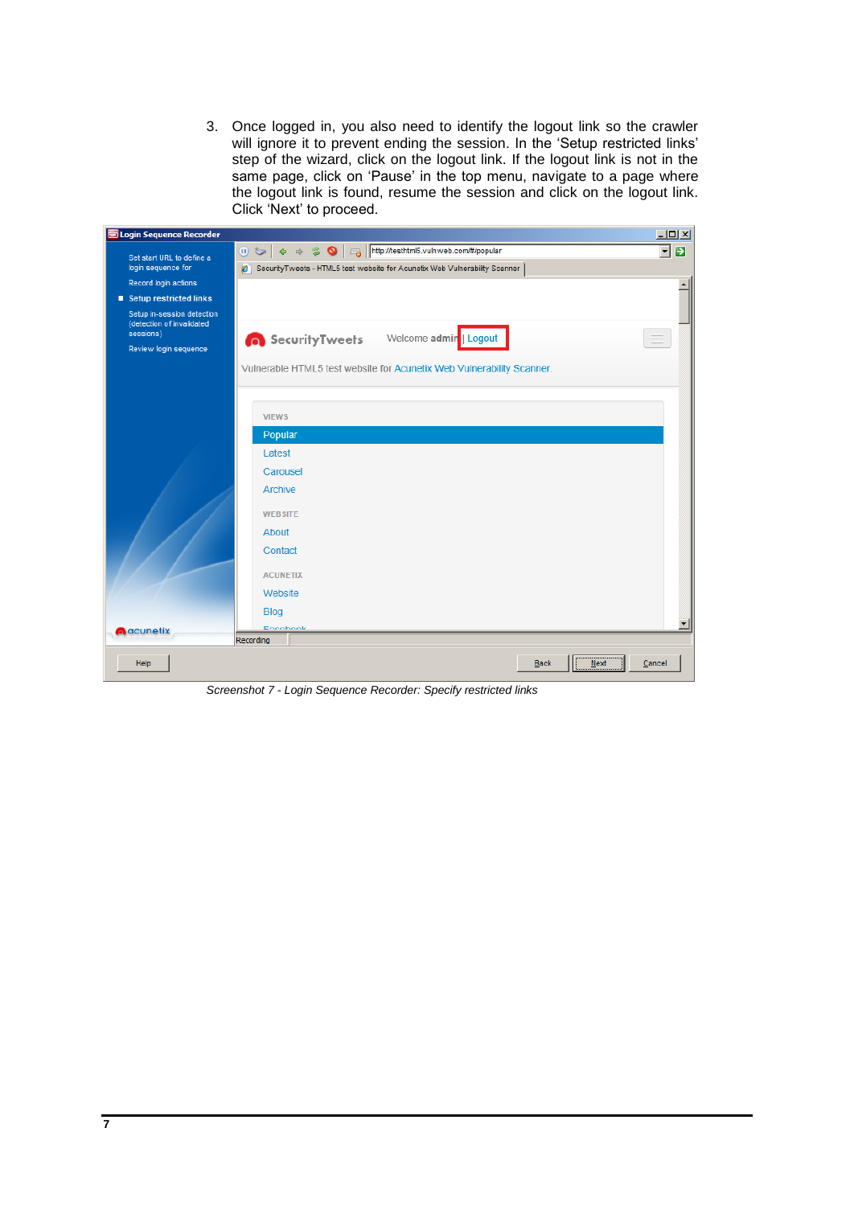3. Once logged in, you also need to identify the logout link so the crawler will ignore it to prevent ending the session. In the 'Setup restricted links' step of the wizard, click on the logout link. If the logout link is not in the same page, click on 'Pause' in the top menu, navigate to a page where the logout link is found, resume the session and click on the logout link. Click 'Next' to proceed.

*Screenshot 7 - Login Sequence Recorder: Specify restricted links*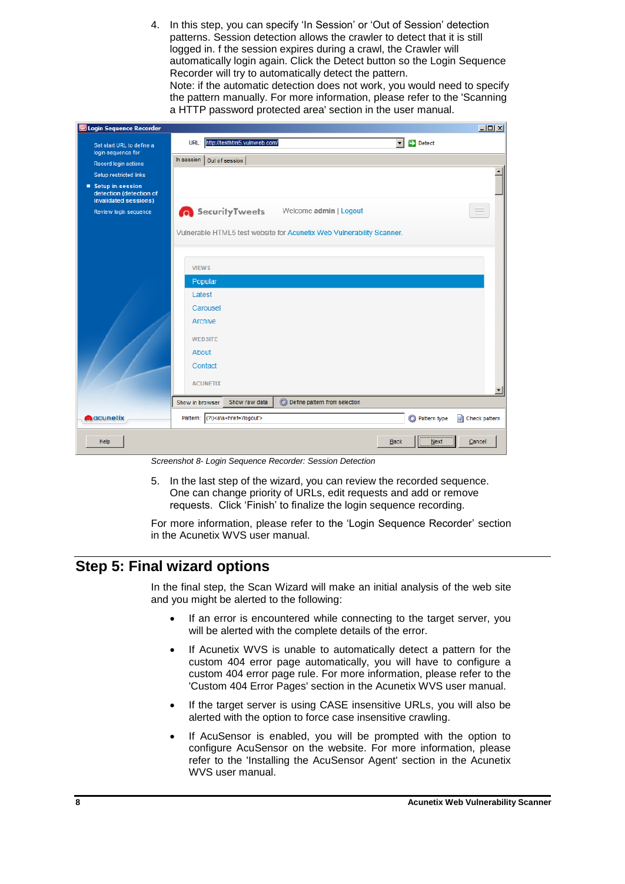4. In this step, you can specify 'In Session' or 'Out of Session' detection patterns. Session detection allows the crawler to detect that it is still logged in. f the session expires during a crawl, the Crawler will automatically login again. Click the Detect button so the Login Sequence Recorder will try to automatically detect the pattern.
   Note: if the automatic detection does not work, you would need to specify the pattern manually. For more information, please refer to the 'Scanning a HTTP password protected area' section in the user manual.

*Screenshot 8- Login Sequence Recorder: Session Detection*

5. In the last step of the wizard, you can review the recorded sequence. One can change priority of URLs, edit requests and add or remove requests. Click 'Finish' to finalize the login sequence recording.

For more information, please refer to the 'Login Sequence Recorder' section in the Acunetix WVS user manual.

## Step 5: Final wizard options

In the final step, the Scan Wizard will make an initial analysis of the web site and you might be alerted to the following:

- If an error is encountered while connecting to the target server, you will be alerted with the complete details of the error.
- If Acunetix WVS is unable to automatically detect a pattern for the custom 404 error page automatically, you will have to configure a custom 404 error page rule. For more information, please refer to the 'Custom 404 Error Pages' section in the Acunetix WVS user manual.
- If the target server is using CASE insensitive URLs, you will also be alerted with the option to force case insensitive crawling.
- If AcuSensor is enabled, you will be prompted with the option to configure AcuSensor on the website. For more information, please refer to the 'Installing the AcuSensor Agent' section in the Acunetix WVS user manual.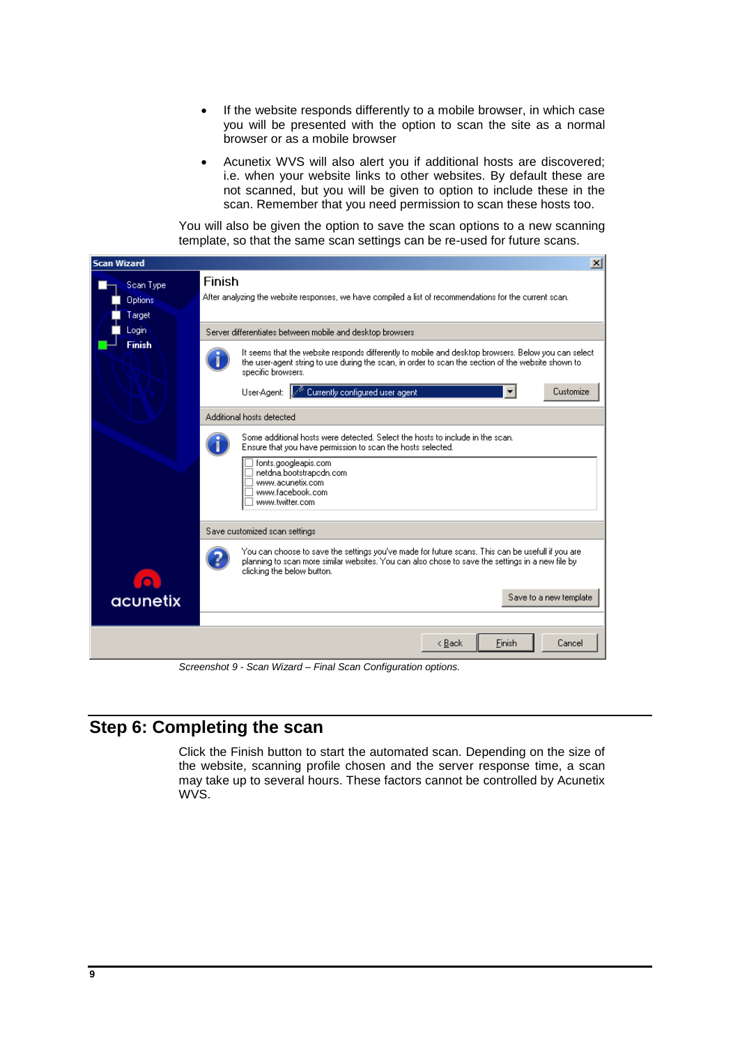- If the website responds differently to a mobile browser, in which case you will be presented with the option to scan the site as a normal browser or as a mobile browser
- Acunetix WVS will also alert you if additional hosts are discovered; i.e. when your website links to other websites. By default these are not scanned, but you will be given to option to include these in the scan. Remember that you need permission to scan these hosts too.

You will also be given the option to save the scan options to a new scanning template, so that the same scan settings can be re-used for future scans.

*Screenshot 9 - Scan Wizard – Final Scan Configuration options.*

## Step 6: Completing the scan

Click the Finish button to start the automated scan. Depending on the size of the website, scanning profile chosen and the server response time, a scan may take up to several hours. These factors cannot be controlled by Acunetix WVS.